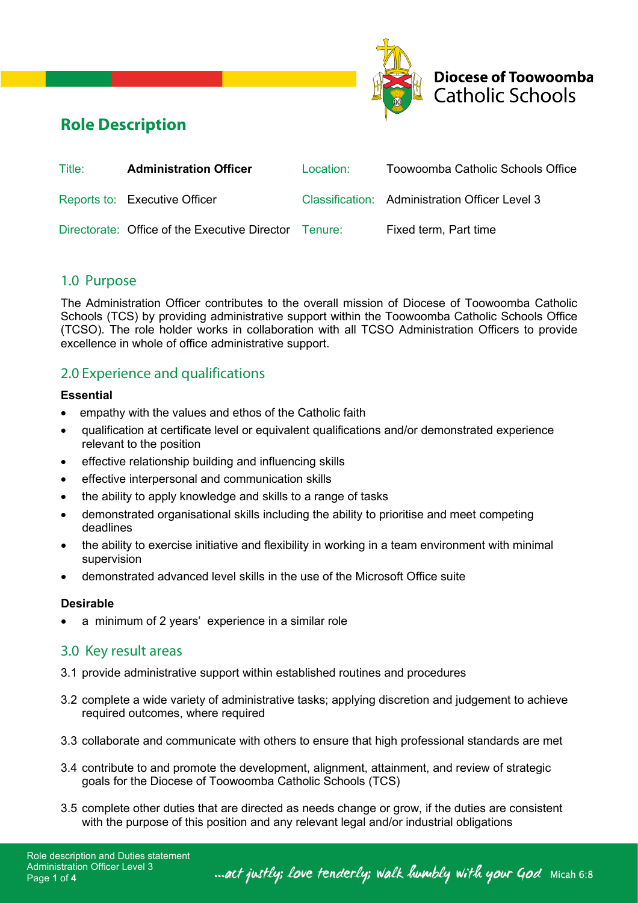Diocese of Toowoomba Catholic Schools

# Role Description

| | | | |
|---|---|---|---|
| Title: | **Administration Officer** | Location: | Toowoomba Catholic Schools Office |
| Reports to: | Executive Officer | Classification: | Administration Officer Level 3 |
| Directorate: | Office of the Executive Director | Tenure: | Fixed term, Part time |

## 1.0 Purpose

The Administration Officer contributes to the overall mission of Diocese of Toowoomba Catholic Schools (TCS) by providing administrative support within the Toowoomba Catholic Schools Office (TCSO). The role holder works in collaboration with all TCSO Administration Officers to provide excellence in whole of office administrative support.

## 2.0 Experience and qualifications

**Essential**

- empathy with the values and ethos of the Catholic faith
- qualification at certificate level or equivalent qualifications and/or demonstrated experience relevant to the position
- effective relationship building and influencing skills
- effective interpersonal and communication skills
- the ability to apply knowledge and skills to a range of tasks
- demonstrated organisational skills including the ability to prioritise and meet competing deadlines
- the ability to exercise initiative and flexibility in working in a team environment with minimal supervision
- demonstrated advanced level skills in the use of the Microsoft Office suite

**Desirable**

- a minimum of 2 years' experience in a similar role

## 3.0 Key result areas

3.1 provide administrative support within established routines and procedures

3.2 complete a wide variety of administrative tasks; applying discretion and judgement to achieve required outcomes, where required

3.3 collaborate and communicate with others to ensure that high professional standards are met

3.4 contribute to and promote the development, alignment, attainment, and review of strategic goals for the Diocese of Toowoomba Catholic Schools (TCS)

3.5 complete other duties that are directed as needs change or grow, if the duties are consistent with the purpose of this position and any relevant legal and/or industrial obligations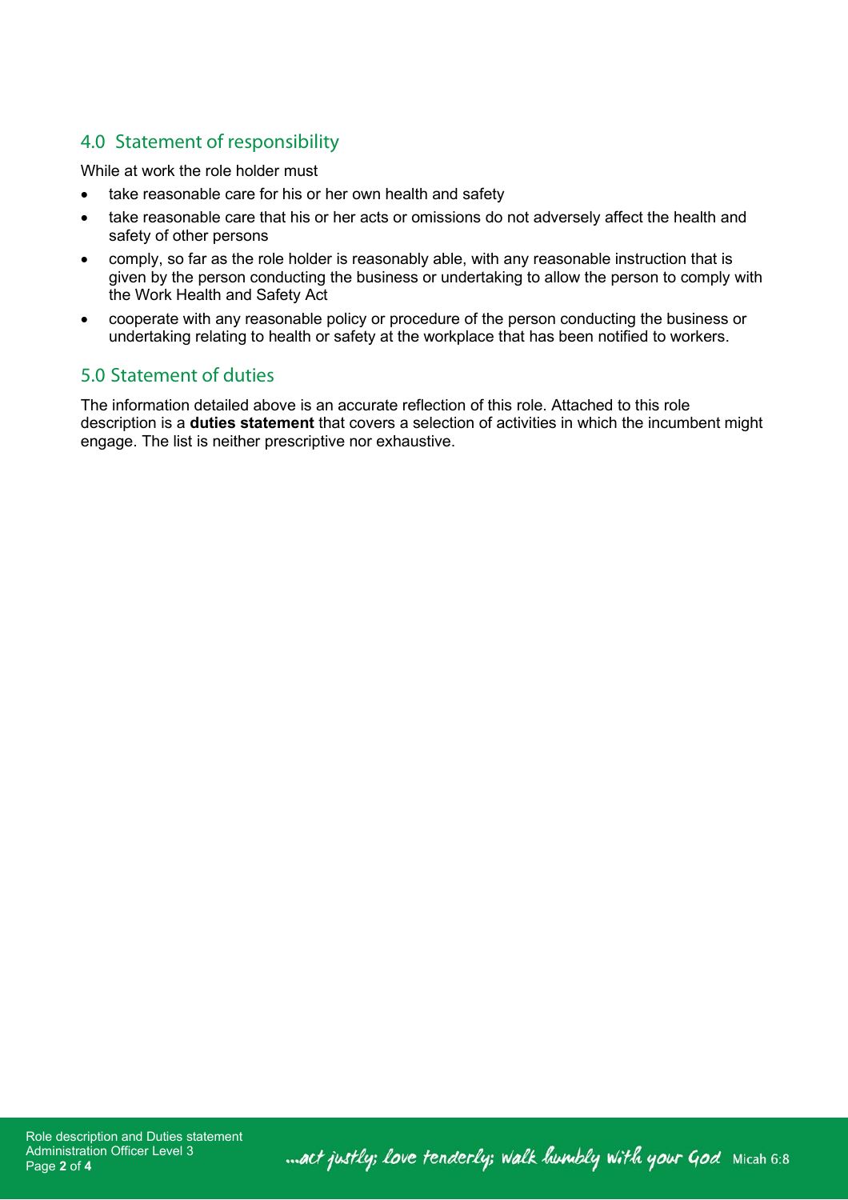## 4.0 Statement of responsibility

While at work the role holder must

- take reasonable care for his or her own health and safety
- take reasonable care that his or her acts or omissions do not adversely affect the health and safety of other persons
- comply, so far as the role holder is reasonably able, with any reasonable instruction that is given by the person conducting the business or undertaking to allow the person to comply with the Work Health and Safety Act
- cooperate with any reasonable policy or procedure of the person conducting the business or undertaking relating to health or safety at the workplace that has been notified to workers.

## 5.0 Statement of duties

The information detailed above is an accurate reflection of this role. Attached to this role description is a **duties statement** that covers a selection of activities in which the incumbent might engage. The list is neither prescriptive nor exhaustive.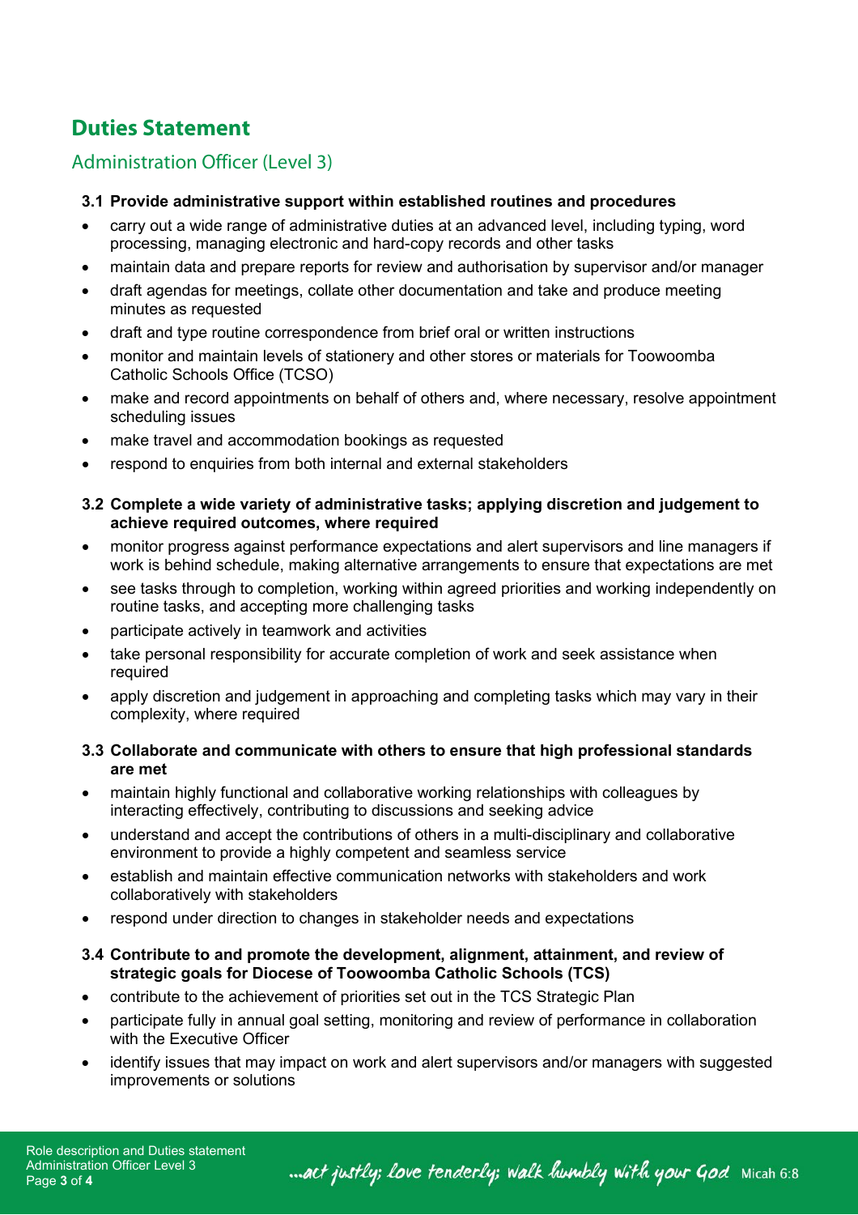# Duties Statement

## Administration Officer (Level 3)

### 3.1 Provide administrative support within established routines and procedures

- carry out a wide range of administrative duties at an advanced level, including typing, word processing, managing electronic and hard-copy records and other tasks
- maintain data and prepare reports for review and authorisation by supervisor and/or manager
- draft agendas for meetings, collate other documentation and take and produce meeting minutes as requested
- draft and type routine correspondence from brief oral or written instructions
- monitor and maintain levels of stationery and other stores or materials for Toowoomba Catholic Schools Office (TCSO)
- make and record appointments on behalf of others and, where necessary, resolve appointment scheduling issues
- make travel and accommodation bookings as requested
- respond to enquiries from both internal and external stakeholders

### 3.2 Complete a wide variety of administrative tasks; applying discretion and judgement to achieve required outcomes, where required

- monitor progress against performance expectations and alert supervisors and line managers if work is behind schedule, making alternative arrangements to ensure that expectations are met
- see tasks through to completion, working within agreed priorities and working independently on routine tasks, and accepting more challenging tasks
- participate actively in teamwork and activities
- take personal responsibility for accurate completion of work and seek assistance when required
- apply discretion and judgement in approaching and completing tasks which may vary in their complexity, where required

### 3.3 Collaborate and communicate with others to ensure that high professional standards are met

- maintain highly functional and collaborative working relationships with colleagues by interacting effectively, contributing to discussions and seeking advice
- understand and accept the contributions of others in a multi-disciplinary and collaborative environment to provide a highly competent and seamless service
- establish and maintain effective communication networks with stakeholders and work collaboratively with stakeholders
- respond under direction to changes in stakeholder needs and expectations

### 3.4 Contribute to and promote the development, alignment, attainment, and review of strategic goals for Diocese of Toowoomba Catholic Schools (TCS)

- contribute to the achievement of priorities set out in the TCS Strategic Plan
- participate fully in annual goal setting, monitoring and review of performance in collaboration with the Executive Officer
- identify issues that may impact on work and alert supervisors and/or managers with suggested improvements or solutions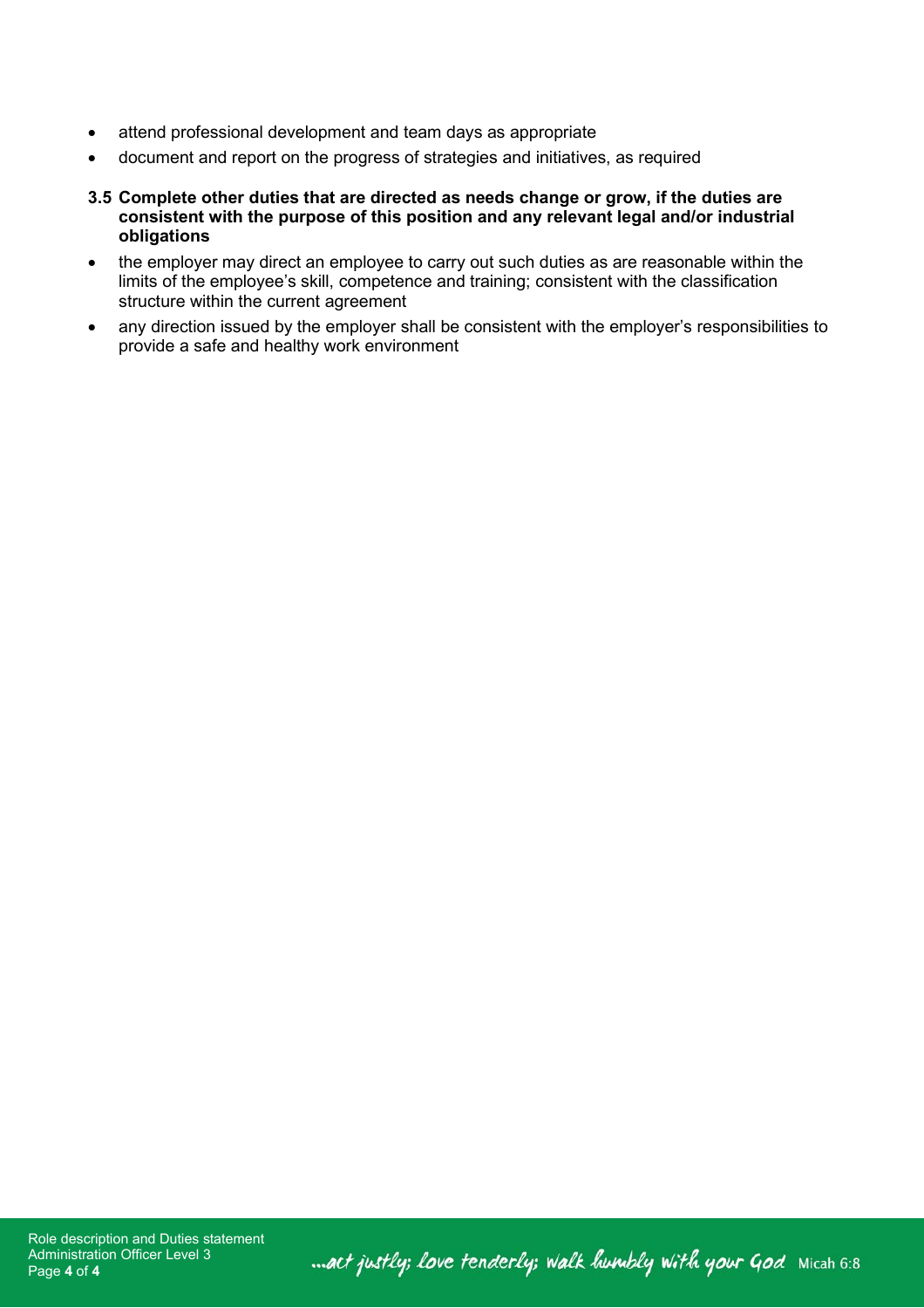- attend professional development and team days as appropriate
- document and report on the progress of strategies and initiatives, as required

**3.5 Complete other duties that are directed as needs change or grow, if the duties are consistent with the purpose of this position and any relevant legal and/or industrial obligations**

- the employer may direct an employee to carry out such duties as are reasonable within the limits of the employee's skill, competence and training; consistent with the classification structure within the current agreement
- any direction issued by the employer shall be consistent with the employer's responsibilities to provide a safe and healthy work environment